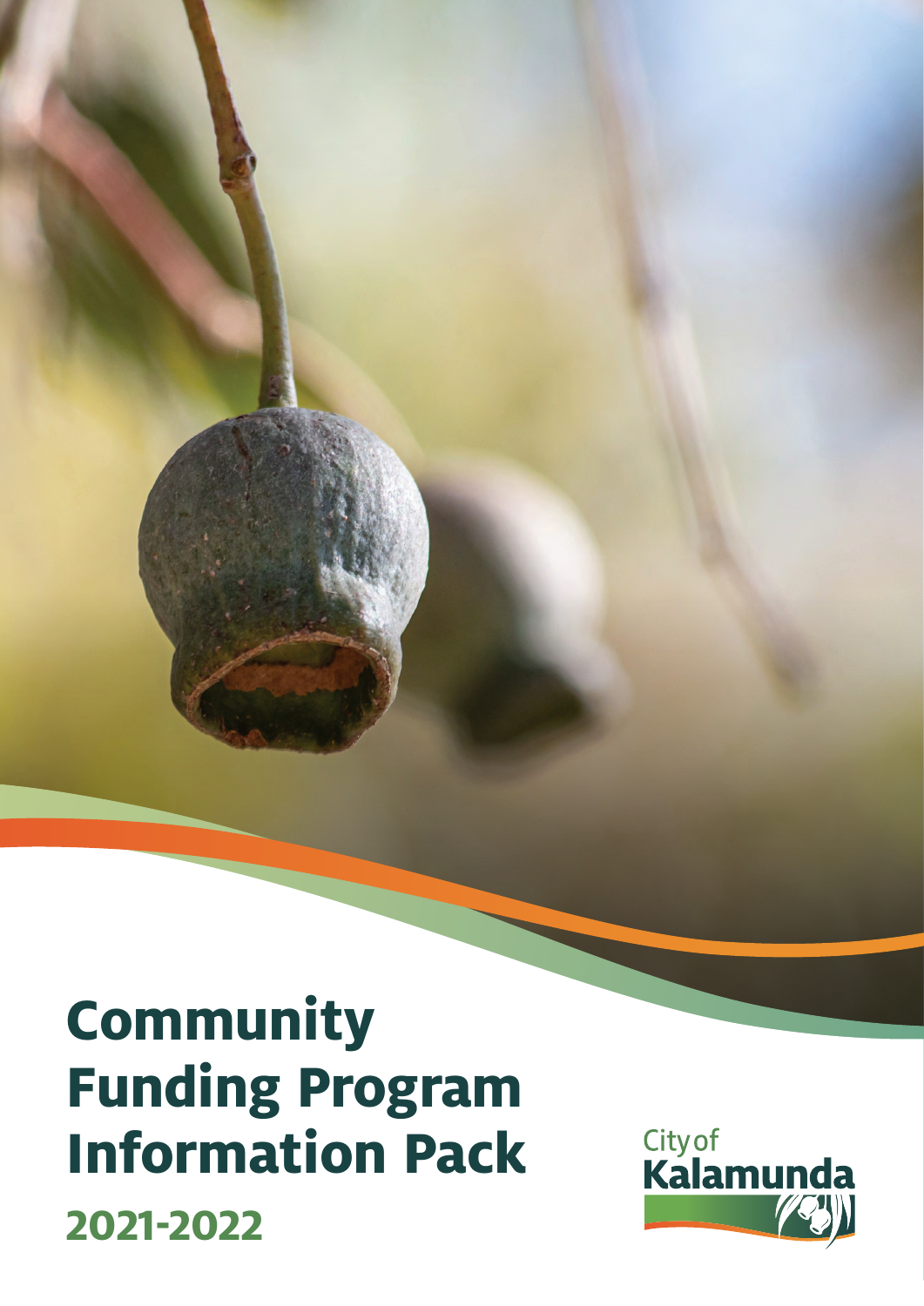# Community Funding Program Information Pack

## 2021-2022

City of Kalamunda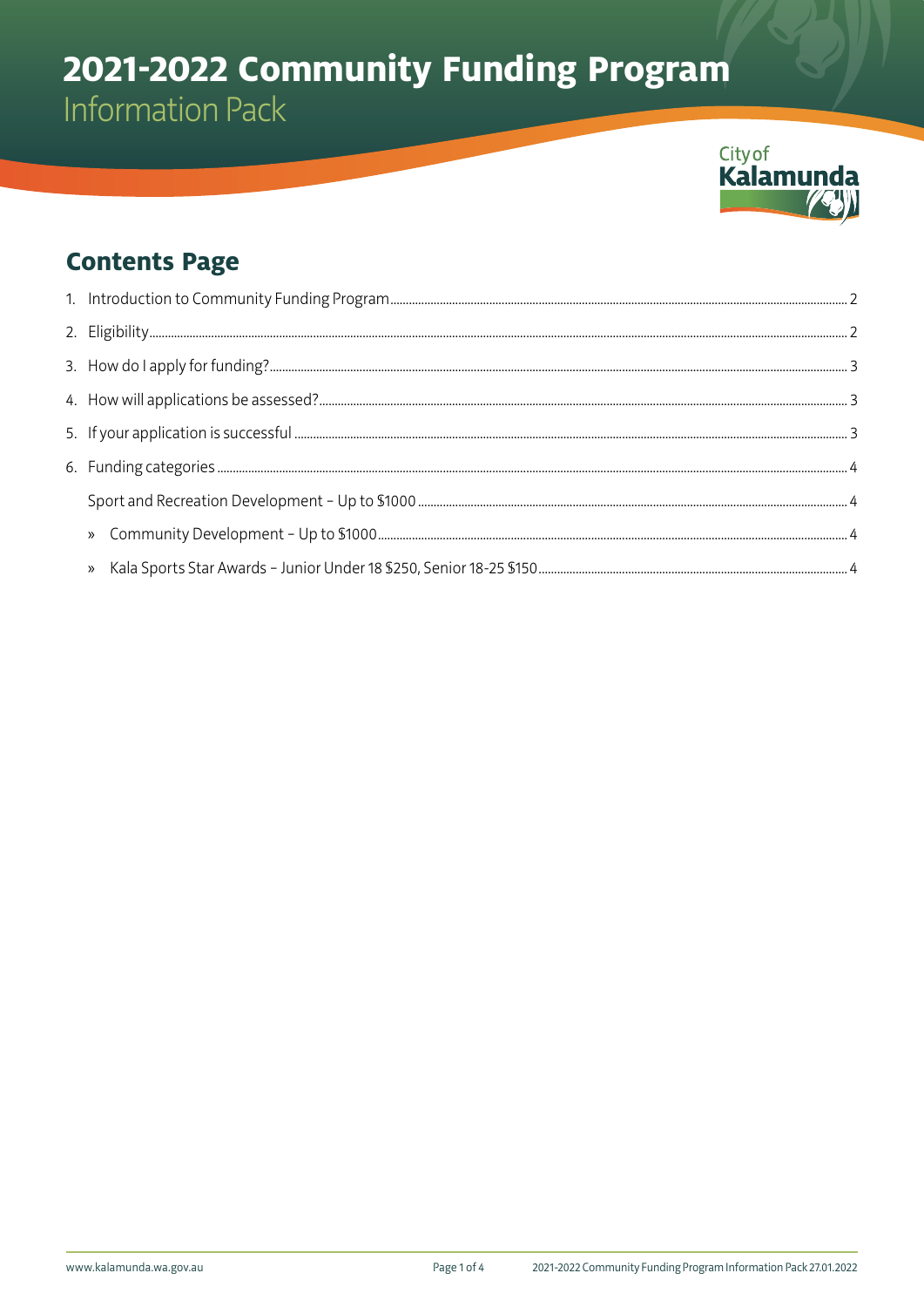# 2021-2022 Community Funding Program

Information Pack

## Contents Page

1. Introduction to Community Funding Program .......... 2
2. Eligibility .......... 2
3. How do I apply for funding? .......... 3
4. How will applications be assessed? .......... 3
5. If your application is successful .......... 3
6. Funding categories .......... 4

   Sport and Recreation Development – Up to $1000 .......... 4

   » Community Development – Up to $1000 .......... 4

   » Kala Sports Star Awards – Junior Under 18 $250, Senior 18-25 $150 .......... 4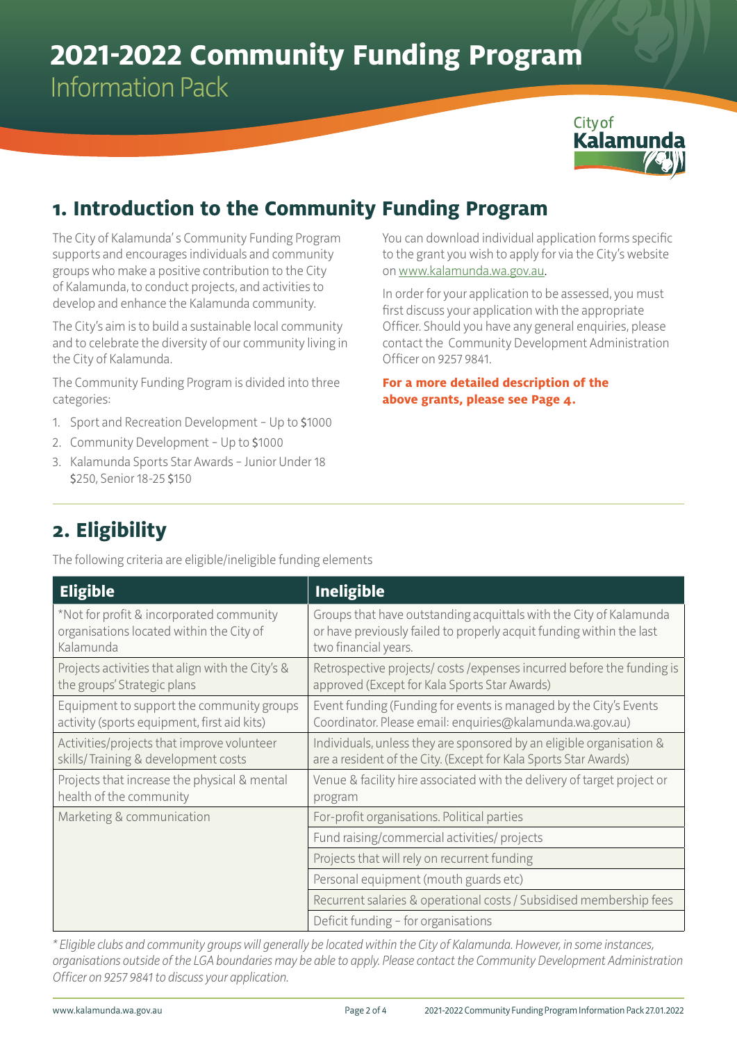# 2021-2022 Community Funding Program

Information Pack

City of Kalamunda

## 1. Introduction to the Community Funding Program

The City of Kalamunda' s Community Funding Program supports and encourages individuals and community groups who make a positive contribution to the City of Kalamunda, to conduct projects, and activities to develop and enhance the Kalamunda community.

The City's aim is to build a sustainable local community and to celebrate the diversity of our community living in the City of Kalamunda.

The Community Funding Program is divided into three categories:

1. Sport and Recreation Development – Up to $1000
2. Community Development – Up to $1000
3. Kalamunda Sports Star Awards – Junior Under 18 $250, Senior 18-25 $150

You can download individual application forms specific to the grant you wish to apply for via the City's website on www.kalamunda.wa.gov.au.

In order for your application to be assessed, you must first discuss your application with the appropriate Officer. Should you have any general enquiries, please contact the Community Development Administration Officer on 9257 9841.

**For a more detailed description of the above grants, please see Page 4.**

## 2. Eligibility

The following criteria are eligible/ineligible funding elements

| Eligible | Ineligible |
|---|---|
| *Not for profit & incorporated community organisations located within the City of Kalamunda | Groups that have outstanding acquittals with the City of Kalamunda or have previously failed to properly acquit funding within the last two financial years. |
| Projects activities that align with the City's & the groups' Strategic plans | Retrospective projects/ costs /expenses incurred before the funding is approved (Except for Kala Sports Star Awards) |
| Equipment to support the community groups activity (sports equipment, first aid kits) | Event funding (Funding for events is managed by the City's Events Coordinator. Please email: enquiries@kalamunda.wa.gov.au) |
| Activities/projects that improve volunteer skills/ Training & development costs | Individuals, unless they are sponsored by an eligible organisation & are a resident of the City. (Except for Kala Sports Star Awards) |
| Projects that increase the physical & mental health of the community | Venue & facility hire associated with the delivery of target project or program |
| Marketing & communication | For-profit organisations. Political parties |
| | Fund raising/commercial activities/ projects |
| | Projects that will rely on recurrent funding |
| | Personal equipment (mouth guards etc) |
| | Recurrent salaries & operational costs / Subsidised membership fees |
| | Deficit funding – for organisations |

*\* Eligible clubs and community groups will generally be located within the City of Kalamunda. However, in some instances, organisations outside of the LGA boundaries may be able to apply. Please contact the Community Development Administration Officer on 9257 9841 to discuss your application.*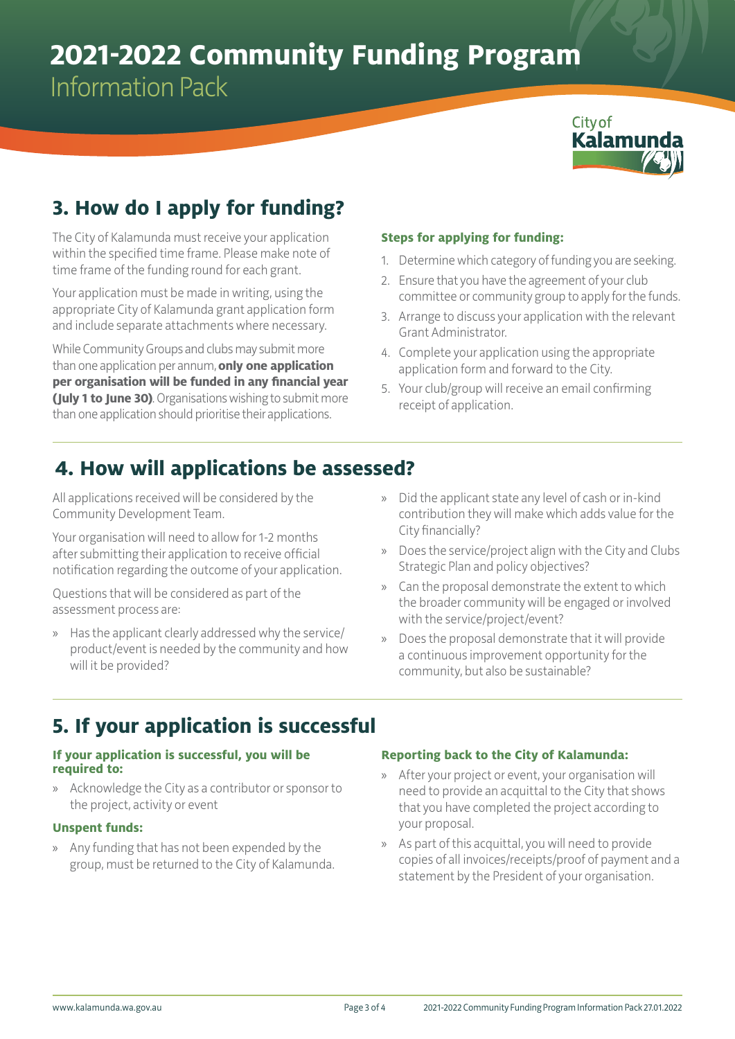## 3. How do I apply for funding?

The City of Kalamunda must receive your application within the specified time frame. Please make note of time frame of the funding round for each grant.

Your application must be made in writing, using the appropriate City of Kalamunda grant application form and include separate attachments where necessary.

While Community Groups and clubs may submit more than one application per annum, **only one application per organisation will be funded in any financial year (July 1 to June 30)**. Organisations wishing to submit more than one application should prioritise their applications.

**Steps for applying for funding:**

1. Determine which category of funding you are seeking.
2. Ensure that you have the agreement of your club committee or community group to apply for the funds.
3. Arrange to discuss your application with the relevant Grant Administrator.
4. Complete your application using the appropriate application form and forward to the City.
5. Your club/group will receive an email confirming receipt of application.

## 4. How will applications be assessed?

All applications received will be considered by the Community Development Team.

Your organisation will need to allow for 1-2 months after submitting their application to receive official notification regarding the outcome of your application.

Questions that will be considered as part of the assessment process are:

- Has the applicant clearly addressed why the service/product/event is needed by the community and how will it be provided?
- Did the applicant state any level of cash or in-kind contribution they will make which adds value for the City financially?
- Does the service/project align with the City and Clubs Strategic Plan and policy objectives?
- Can the proposal demonstrate the extent to which the broader community will be engaged or involved with the service/project/event?
- Does the proposal demonstrate that it will provide a continuous improvement opportunity for the community, but also be sustainable?

## 5. If your application is successful

**If your application is successful, you will be required to:**

- Acknowledge the City as a contributor or sponsor to the project, activity or event

**Unspent funds:**

- Any funding that has not been expended by the group, must be returned to the City of Kalamunda.

**Reporting back to the City of Kalamunda:**

- After your project or event, your organisation will need to provide an acquittal to the City that shows that you have completed the project according to your proposal.
- As part of this acquittal, you will need to provide copies of all invoices/receipts/proof of payment and a statement by the President of your organisation.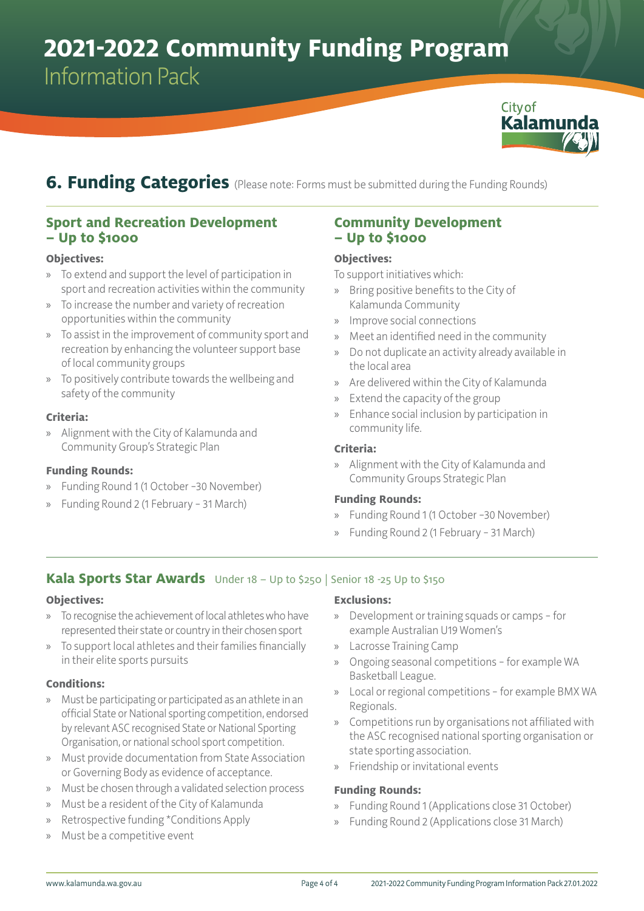# 2021-2022 Community Funding Program

Information Pack

## 6. Funding Categories (Please note: Forms must be submitted during the Funding Rounds)

### Sport and Recreation Development – Up to $1000

**Objectives:**

- To extend and support the level of participation in sport and recreation activities within the community
- To increase the number and variety of recreation opportunities within the community
- To assist in the improvement of community sport and recreation by enhancing the volunteer support base of local community groups
- To positively contribute towards the wellbeing and safety of the community

**Criteria:**

- Alignment with the City of Kalamunda and Community Group's Strategic Plan

**Funding Rounds:**

- Funding Round 1 (1 October –30 November)
- Funding Round 2 (1 February – 31 March)

### Community Development – Up to $1000

**Objectives:**

To support initiatives which:

- Bring positive benefits to the City of Kalamunda Community
- Improve social connections
- Meet an identified need in the community
- Do not duplicate an activity already available in the local area
- Are delivered within the City of Kalamunda
- Extend the capacity of the group
- Enhance social inclusion by participation in community life.

**Criteria:**

- Alignment with the City of Kalamunda and Community Groups Strategic Plan

**Funding Rounds:**

- Funding Round 1 (1 October –30 November)
- Funding Round 2 (1 February – 31 March)

### Kala Sports Star Awards Under 18 – Up to $250 | Senior 18 -25 Up to $150

**Objectives:**

- To recognise the achievement of local athletes who have represented their state or country in their chosen sport
- To support local athletes and their families financially in their elite sports pursuits

**Conditions:**

- Must be participating or participated as an athlete in an official State or National sporting competition, endorsed by relevant ASC recognised State or National Sporting Organisation, or national school sport competition.
- Must provide documentation from State Association or Governing Body as evidence of acceptance.
- Must be chosen through a validated selection process
- Must be a resident of the City of Kalamunda
- Retrospective funding *Conditions Apply
- Must be a competitive event

**Exclusions:**

- Development or training squads or camps – for example Australian U19 Women's
- Lacrosse Training Camp
- Ongoing seasonal competitions – for example WA Basketball League.
- Local or regional competitions – for example BMX WA Regionals.
- Competitions run by organisations not affiliated with the ASC recognised national sporting organisation or state sporting association.
- Friendship or invitational events

**Funding Rounds:**

- Funding Round 1 (Applications close 31 October)
- Funding Round 2 (Applications close 31 March)